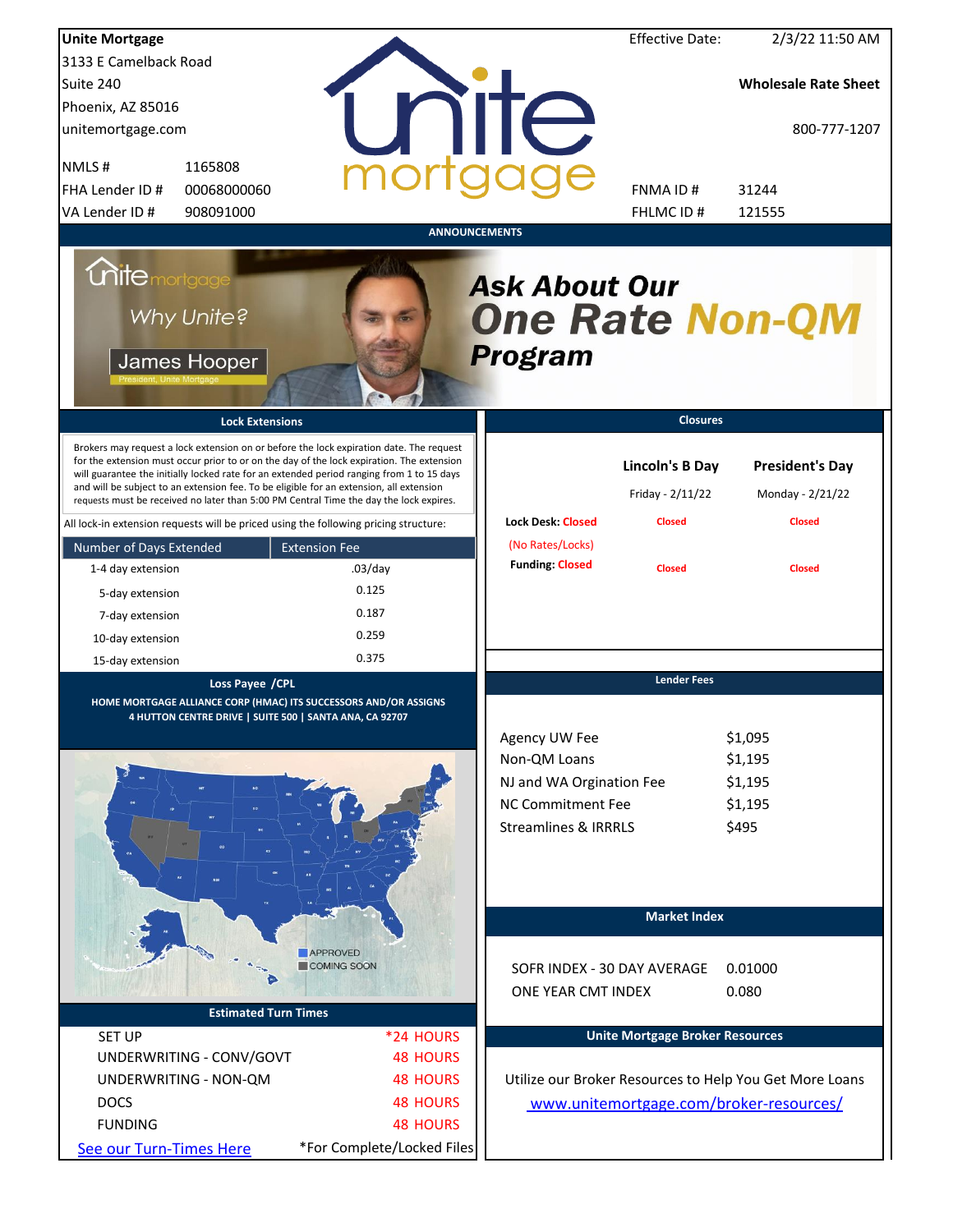**Unite Mortgage**
3133 E Camelback Road
Suite 240
Phoenix, AZ 85016
unitemortgage.com

| | |
|---|---|
| NMLS # | 1165808 |
| FHA Lender ID # | 00068000060 |
| VA Lender ID # | 908091000 |

Effective Date: 2/3/22 11:50 AM

**Wholesale Rate Sheet**

800-777-1207

| | |
|---|---|
| FNMA ID # | 31244 |
| FHLMC ID # | 121555 |

## ANNOUNCEMENTS

Unite mortgage — Why Unite? — James Hooper, President, Unite Mortgage

***Ask About Our One Rate Non-QM Program***

## Lock Extensions

Brokers may request a lock extension on or before the lock expiration date. The request for the extension must occur prior to or on the day of the lock expiration. The extension will guarantee the initially locked rate for an extended period ranging from 1 to 15 days and will be subject to an extension fee. To be eligible for an extension, all extension requests must be received no later than 5:00 PM Central Time the day the lock expires.

All lock-in extension requests will be priced using the following pricing structure:

| Number of Days Extended | Extension Fee |
|---|---|
| 1-4 day extension | .03/day |
| 5-day extension | 0.125 |
| 7-day extension | 0.187 |
| 10-day extension | 0.259 |
| 15-day extension | 0.375 |

## Closures

| | Lincoln's B Day | President's Day |
|---|---|---|
| | Friday - 2/11/22 | Monday - 2/21/22 |
| Lock Desk: Closed (No Rates/Locks) | Closed | Closed |
| Funding: Closed | Closed | Closed |

## Loss Payee /CPL

HOME MORTGAGE ALLIANCE CORP (HMAC) ITS SUCCESSORS AND/OR ASSIGNS
4 HUTTON CENTRE DRIVE | SUITE 500 | SANTA ANA, CA 92707

APPROVED
COMING SOON

## Lender Fees

| | |
|---|---|
| Agency UW Fee | $1,095 |
| Non-QM Loans | $1,195 |
| NJ and WA Orgination Fee | $1,195 |
| NC Commitment Fee | $1,195 |
| Streamlines & IRRRLS | $495 |

## Market Index

| | |
|---|---|
| SOFR INDEX - 30 DAY AVERAGE | 0.01000 |
| ONE YEAR CMT INDEX | 0.080 |

## Estimated Turn Times

| | |
|---|---|
| SET UP | *24 HOURS |
| UNDERWRITING - CONV/GOVT | 48 HOURS |
| UNDERWRITING - NON-QM | 48 HOURS |
| DOCS | 48 HOURS |
| FUNDING | 48 HOURS |

See our Turn-Times Here

*For Complete/Locked Files

## Unite Mortgage Broker Resources

Utilize our Broker Resources to Help You Get More Loans
www.unitemortgage.com/broker-resources/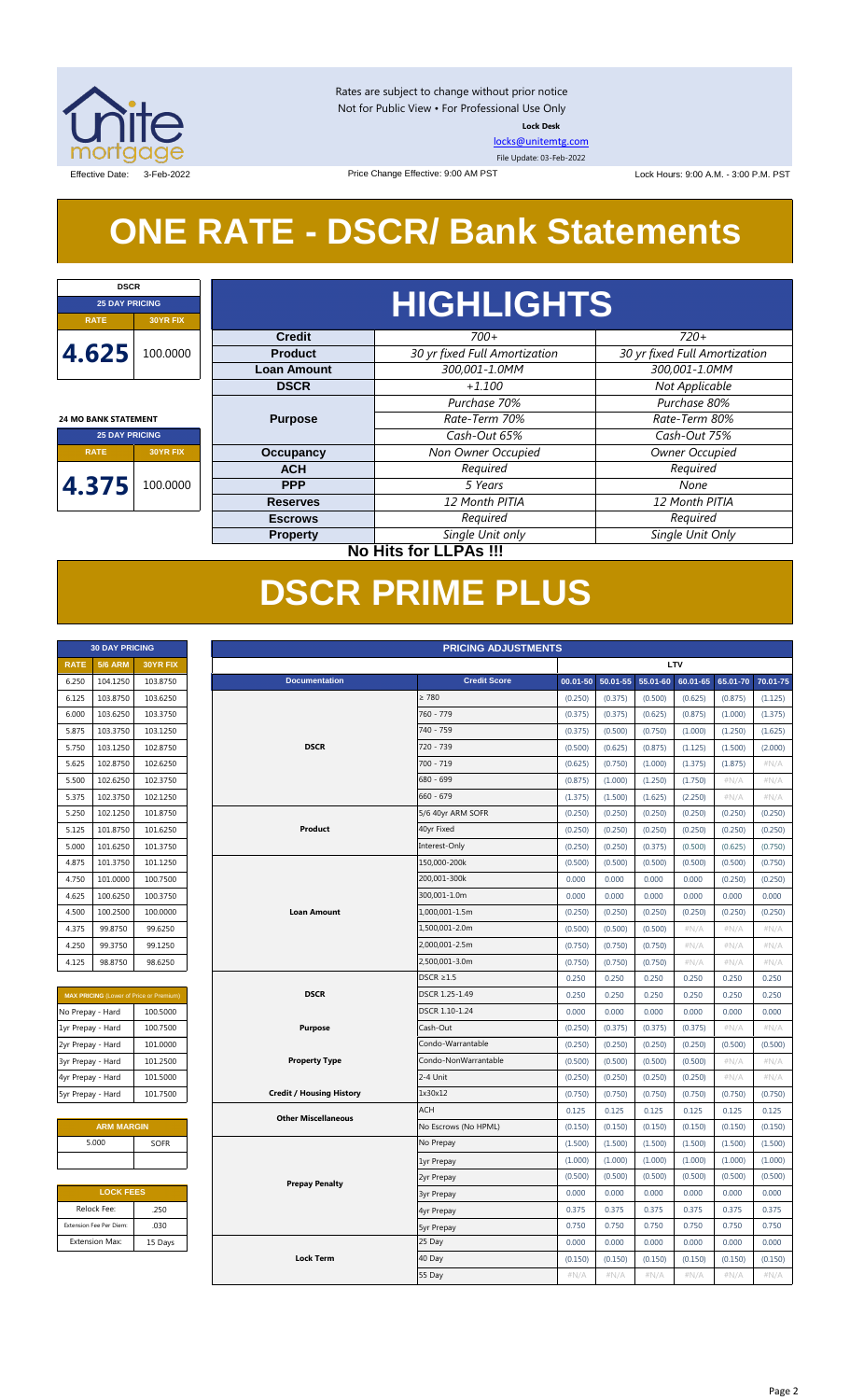Rates are subject to change without prior notice
Not for Public View • For Professional Use Only
**Lock Desk**
locks@unitemtg.com
File Update: 03-Feb-2022

Effective Date: 3-Feb-2022 | Price Change Effective: 9:00 AM PST | Lock Hours: 9:00 A.M. - 3:00 P.M. PST

# ONE RATE - DSCR/ Bank Statements

| DSCR | |
|---|---|
| 25 DAY PRICING | |
| RATE | 30YR FIX |
| 4.625 | 100.0000 |

| 24 MO BANK STATEMENT | |
|---|---|
| 25 DAY PRICING | |
| RATE | 30YR FIX |
| 4.375 | 100.0000 |

## HIGHLIGHTS

| | | |
|---|---|---|
| **Credit** | *700+* | *720+* |
| **Product** | *30 yr fixed Full Amortization* | *30 yr fixed Full Amortization* |
| **Loan Amount** | *300,001-1.0MM* | *300,001-1.0MM* |
| **DSCR** | *+1.100* | *Not Applicable* |
| **Purpose** | *Purchase 70%*<br>*Rate-Term 70%*<br>*Cash-Out 65%* | *Purchase 80%*<br>*Rate-Term 80%*<br>*Cash-Out 75%* |
| **Occupancy** | *Non Owner Occupied* | *Owner Occupied* |
| **ACH** | *Required* | *Required* |
| **PPP** | *5 Years* | *None* |
| **Reserves** | *12 Month PITIA* | *12 Month PITIA* |
| **Escrows** | *Required* | *Required* |
| **Property** | *Single Unit only* | *Single Unit Only* |

**No Hits for LLPAs !!!**

# DSCR PRIME PLUS

| 30 DAY PRICING | | |
|---|---|---|
| RATE | 5/6 ARM | 30YR FIX |
| 6.250 | 104.1250 | 103.8750 |
| 6.125 | 103.8750 | 103.6250 |
| 6.000 | 103.6250 | 103.3750 |
| 5.875 | 103.3750 | 103.1250 |
| 5.750 | 103.1250 | 102.8750 |
| 5.625 | 102.8750 | 102.6250 |
| 5.500 | 102.6250 | 102.3750 |
| 5.375 | 102.3750 | 102.1250 |
| 5.250 | 102.1250 | 101.8750 |
| 5.125 | 101.8750 | 101.6250 |
| 5.000 | 101.6250 | 101.3750 |
| 4.875 | 101.3750 | 101.1250 |
| 4.750 | 101.0000 | 100.7500 |
| 4.625 | 100.6250 | 100.3750 |
| 4.500 | 100.2500 | 100.0000 |
| 4.375 | 99.8750 | 99.6250 |
| 4.250 | 99.3750 | 99.1250 |
| 4.125 | 98.8750 | 98.6250 |

| MAX PRICING (Lower of Price or Premium) | |
|---|---|
| No Prepay - Hard | 100.5000 |
| 1yr Prepay - Hard | 100.7500 |
| 2yr Prepay - Hard | 101.0000 |
| 3yr Prepay - Hard | 101.2500 |
| 4yr Prepay - Hard | 101.5000 |
| 5yr Prepay - Hard | 101.7500 |

| ARM MARGIN | |
|---|---|
| 5.000 | SOFR |

| LOCK FEES | |
|---|---|
| Relock Fee: | .250 |
| Extension Fee Per Diem: | .030 |
| Extension Max: | 15 Days |

| PRICING ADJUSTMENTS | | | | | | | |
|---|---|---|---|---|---|---|---|
| | | LTV | | | | | |
| Documentation | Credit Score | 00.01-50 | 50.01-55 | 55.01-60 | 60.01-65 | 65.01-70 | 70.01-75 |
| DSCR | ≥ 780 | (0.250) | (0.375) | (0.500) | (0.625) | (0.875) | (1.125) |
| | 760 - 779 | (0.375) | (0.375) | (0.625) | (0.875) | (1.000) | (1.375) |
| | 740 - 759 | (0.375) | (0.500) | (0.750) | (1.000) | (1.250) | (1.625) |
| | 720 - 739 | (0.500) | (0.625) | (0.875) | (1.125) | (1.500) | (2.000) |
| | 700 - 719 | (0.625) | (0.750) | (1.000) | (1.375) | (1.875) | #N/A |
| | 680 - 699 | (0.875) | (1.000) | (1.250) | (1.750) | #N/A | #N/A |
| | 660 - 679 | (1.375) | (1.500) | (1.625) | (2.250) | #N/A | #N/A |
| Product | 5/6 40yr ARM SOFR | (0.250) | (0.250) | (0.250) | (0.250) | (0.250) | (0.250) |
| | 40yr Fixed | (0.250) | (0.250) | (0.250) | (0.250) | (0.250) | (0.250) |
| | Interest-Only | (0.250) | (0.250) | (0.375) | (0.500) | (0.625) | (0.750) |
| Loan Amount | 150,000-200k | (0.500) | (0.500) | (0.500) | (0.500) | (0.500) | (0.750) |
| | 200,001-300k | 0.000 | 0.000 | 0.000 | 0.000 | (0.250) | (0.250) |
| | 300,001-1.0m | 0.000 | 0.000 | 0.000 | 0.000 | 0.000 | 0.000 |
| | 1,000,001-1.5m | (0.250) | (0.250) | (0.250) | (0.250) | (0.250) | (0.250) |
| | 1,500,001-2.0m | (0.500) | (0.500) | (0.500) | #N/A | #N/A | #N/A |
| | 2,000,001-2.5m | (0.750) | (0.750) | (0.750) | #N/A | #N/A | #N/A |
| | 2,500,001-3.0m | (0.750) | (0.750) | (0.750) | #N/A | #N/A | #N/A |
| DSCR | DSCR ≥1.5 | 0.250 | 0.250 | 0.250 | 0.250 | 0.250 | 0.250 |
| | DSCR 1.25-1.49 | 0.250 | 0.250 | 0.250 | 0.250 | 0.250 | 0.250 |
| | DSCR 1.10-1.24 | 0.000 | 0.000 | 0.000 | 0.000 | 0.000 | 0.000 |
| Purpose | Cash-Out | (0.250) | (0.375) | (0.375) | (0.375) | #N/A | #N/A |
| Property Type | Condo-Warrantable | (0.250) | (0.250) | (0.250) | (0.250) | (0.500) | (0.500) |
| | Condo-NonWarrantable | (0.500) | (0.500) | (0.500) | (0.500) | #N/A | #N/A |
| | 2-4 Unit | (0.250) | (0.250) | (0.250) | (0.250) | #N/A | #N/A |
| Credit / Housing History | 1x30x12 | (0.750) | (0.750) | (0.750) | (0.750) | (0.750) | (0.750) |
| Other Miscellaneous | ACH | 0.125 | 0.125 | 0.125 | 0.125 | 0.125 | 0.125 |
| | No Escrows (No HPML) | (0.150) | (0.150) | (0.150) | (0.150) | (0.150) | (0.150) |
| Prepay Penalty | No Prepay | (1.500) | (1.500) | (1.500) | (1.500) | (1.500) | (1.500) |
| | 1yr Prepay | (1.000) | (1.000) | (1.000) | (1.000) | (1.000) | (1.000) |
| | 2yr Prepay | (0.500) | (0.500) | (0.500) | (0.500) | (0.500) | (0.500) |
| | 3yr Prepay | 0.000 | 0.000 | 0.000 | 0.000 | 0.000 | 0.000 |
| | 4yr Prepay | 0.375 | 0.375 | 0.375 | 0.375 | 0.375 | 0.375 |
| | 5yr Prepay | 0.750 | 0.750 | 0.750 | 0.750 | 0.750 | 0.750 |
| Lock Term | 25 Day | 0.000 | 0.000 | 0.000 | 0.000 | 0.000 | 0.000 |
| | 40 Day | (0.150) | (0.150) | (0.150) | (0.150) | (0.150) | (0.150) |
| | 55 Day | #N/A | #N/A | #N/A | #N/A | #N/A | #N/A |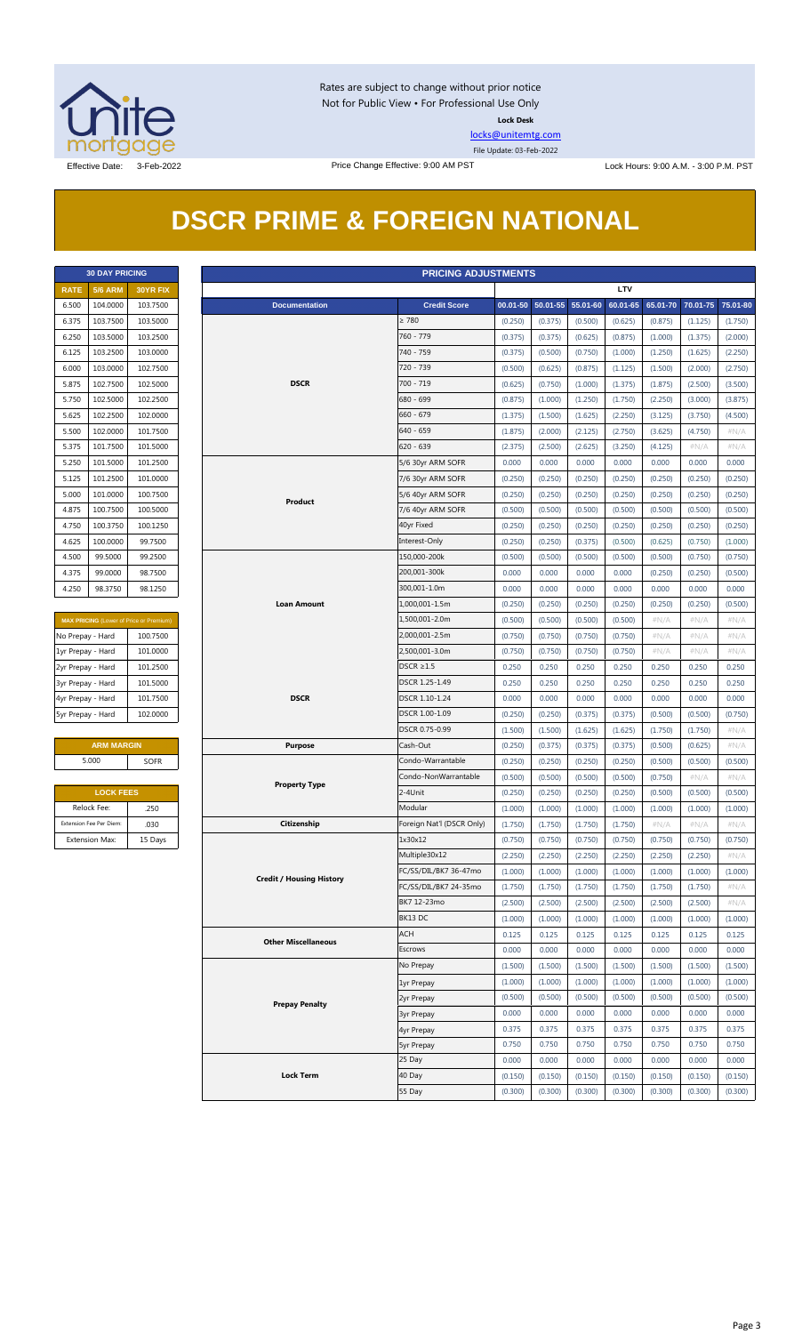Rates are subject to change without prior notice
Not for Public View • For Professional Use Only
**Lock Desk**
locks@unitemtg.com
File Update: 03-Feb-2022

Effective Date: 3-Feb-2022 | Price Change Effective: 9:00 AM PST | Lock Hours: 9:00 A.M. - 3:00 P.M. PST

# DSCR PRIME & FOREIGN NATIONAL

| 30 DAY PRICING | | |
|---|---|---|
| **RATE** | **5/6 ARM** | **30YR FIX** |
| 6.500 | 104.0000 | 103.7500 |
| 6.375 | 103.7500 | 103.5000 |
| 6.250 | 103.5000 | 103.2500 |
| 6.125 | 103.2500 | 103.0000 |
| 6.000 | 103.0000 | 102.7500 |
| 5.875 | 102.7500 | 102.5000 |
| 5.750 | 102.5000 | 102.2500 |
| 5.625 | 102.2500 | 102.0000 |
| 5.500 | 102.0000 | 101.7500 |
| 5.375 | 101.7500 | 101.5000 |
| 5.250 | 101.5000 | 101.2500 |
| 5.125 | 101.2500 | 101.0000 |
| 5.000 | 101.0000 | 100.7500 |
| 4.875 | 100.7500 | 100.5000 |
| 4.750 | 100.3750 | 100.1250 |
| 4.625 | 100.0000 | 99.7500 |
| 4.500 | 99.5000 | 99.2500 |
| 4.375 | 99.0000 | 98.7500 |
| 4.250 | 98.3750 | 98.1250 |

| MAX PRICING (Lower of Price or Premium) | |
|---|---|
| No Prepay - Hard | 100.7500 |
| 1yr Prepay - Hard | 101.0000 |
| 2yr Prepay - Hard | 101.2500 |
| 3yr Prepay - Hard | 101.5000 |
| 4yr Prepay - Hard | 101.7500 |
| 5yr Prepay - Hard | 102.0000 |

| ARM MARGIN | |
|---|---|
| 5.000 | SOFR |

| LOCK FEES | |
|---|---|
| Relock Fee: | .250 |
| Extension Fee Per Diem: | .030 |
| Extension Max: | 15 Days |

| PRICING ADJUSTMENTS | | | | | | | | |
|---|---|---|---|---|---|---|---|---|
| | | LTV | | | | | | |
| **Documentation** | **Credit Score** | **00.01-50** | **50.01-55** | **55.01-60** | **60.01-65** | **65.01-70** | **70.01-75** | **75.01-80** |
| DSCR | ≥ 780 | (0.250) | (0.375) | (0.500) | (0.625) | (0.875) | (1.125) | (1.750) |
| | 760 - 779 | (0.375) | (0.375) | (0.625) | (0.875) | (1.000) | (1.375) | (2.000) |
| | 740 - 759 | (0.375) | (0.500) | (0.750) | (1.000) | (1.250) | (1.625) | (2.250) |
| | 720 - 739 | (0.500) | (0.625) | (0.875) | (1.125) | (1.500) | (2.000) | (2.750) |
| | 700 - 719 | (0.625) | (0.750) | (1.000) | (1.375) | (1.875) | (2.500) | (3.500) |
| | 680 - 699 | (0.875) | (1.000) | (1.250) | (1.750) | (2.250) | (3.000) | (3.875) |
| | 660 - 679 | (1.375) | (1.500) | (1.625) | (2.250) | (3.125) | (3.750) | (4.500) |
| | 640 - 659 | (1.875) | (2.000) | (2.125) | (2.750) | (3.625) | (4.750) | #N/A |
| | 620 - 639 | (2.375) | (2.500) | (2.625) | (3.250) | (4.125) | #N/A | #N/A |
| Product | 5/6 30yr ARM SOFR | 0.000 | 0.000 | 0.000 | 0.000 | 0.000 | 0.000 | 0.000 |
| | 7/6 30yr ARM SOFR | (0.250) | (0.250) | (0.250) | (0.250) | (0.250) | (0.250) | (0.250) |
| | 5/6 40yr ARM SOFR | (0.250) | (0.250) | (0.250) | (0.250) | (0.250) | (0.250) | (0.250) |
| | 7/6 40yr ARM SOFR | (0.500) | (0.500) | (0.500) | (0.500) | (0.500) | (0.500) | (0.500) |
| | 40yr Fixed | (0.250) | (0.250) | (0.250) | (0.250) | (0.250) | (0.250) | (0.250) |
| | Interest-Only | (0.250) | (0.250) | (0.375) | (0.500) | (0.625) | (0.750) | (1.000) |
| Loan Amount | 150,000-200k | (0.500) | (0.500) | (0.500) | (0.500) | (0.500) | (0.750) | (0.750) |
| | 200,001-300k | 0.000 | 0.000 | 0.000 | 0.000 | (0.250) | (0.250) | (0.500) |
| | 300,001-1.0m | 0.000 | 0.000 | 0.000 | 0.000 | 0.000 | 0.000 | 0.000 |
| | 1,000,001-1.5m | (0.250) | (0.250) | (0.250) | (0.250) | (0.250) | (0.250) | (0.500) |
| | 1,500,001-2.0m | (0.500) | (0.500) | (0.500) | (0.500) | #N/A | #N/A | #N/A |
| | 2,000,001-2.5m | (0.750) | (0.750) | (0.750) | (0.750) | #N/A | #N/A | #N/A |
| | 2,500,001-3.0m | (0.750) | (0.750) | (0.750) | (0.750) | #N/A | #N/A | #N/A |
| DSCR | DSCR ≥1.5 | 0.250 | 0.250 | 0.250 | 0.250 | 0.250 | 0.250 | 0.250 |
| | DSCR 1.25-1.49 | 0.250 | 0.250 | 0.250 | 0.250 | 0.250 | 0.250 | 0.250 |
| | DSCR 1.10-1.24 | 0.000 | 0.000 | 0.000 | 0.000 | 0.000 | 0.000 | 0.000 |
| | DSCR 1.00-1.09 | (0.250) | (0.250) | (0.375) | (0.375) | (0.500) | (0.500) | (0.750) |
| | DSCR 0.75-0.99 | (1.500) | (1.500) | (1.625) | (1.625) | (1.750) | (1.750) | #N/A |
| Purpose | Cash-Out | (0.250) | (0.375) | (0.375) | (0.375) | (0.500) | (0.625) | #N/A |
| Property Type | Condo-Warrantable | (0.250) | (0.250) | (0.250) | (0.250) | (0.500) | (0.500) | (0.500) |
| | Condo-NonWarrantable | (0.500) | (0.500) | (0.500) | (0.500) | (0.750) | #N/A | #N/A |
| | 2-4Unit | (0.250) | (0.250) | (0.250) | (0.250) | (0.500) | (0.500) | (0.500) |
| | Modular | (1.000) | (1.000) | (1.000) | (1.000) | (1.000) | (1.000) | (1.000) |
| Citizenship | Foreign Nat'l (DSCR Only) | (1.750) | (1.750) | (1.750) | (1.750) | #N/A | #N/A | #N/A |
| Credit / Housing History | 1x30x12 | (0.750) | (0.750) | (0.750) | (0.750) | (0.750) | (0.750) | (0.750) |
| | Multiple30x12 | (2.250) | (2.250) | (2.250) | (2.250) | (2.250) | (2.250) | #N/A |
| | FC/SS/DIL/BK7 36-47mo | (1.000) | (1.000) | (1.000) | (1.000) | (1.000) | (1.000) | (1.000) |
| | FC/SS/DIL/BK7 24-35mo | (1.750) | (1.750) | (1.750) | (1.750) | (1.750) | (1.750) | #N/A |
| | BK7 12-23mo | (2.500) | (2.500) | (2.500) | (2.500) | (2.500) | (2.500) | #N/A |
| | BK13 DC | (1.000) | (1.000) | (1.000) | (1.000) | (1.000) | (1.000) | (1.000) |
| Other Miscellaneous | ACH | 0.125 | 0.125 | 0.125 | 0.125 | 0.125 | 0.125 | 0.125 |
| | Escrows | 0.000 | 0.000 | 0.000 | 0.000 | 0.000 | 0.000 | 0.000 |
| Prepay Penalty | No Prepay | (1.500) | (1.500) | (1.500) | (1.500) | (1.500) | (1.500) | (1.500) |
| | 1yr Prepay | (1.000) | (1.000) | (1.000) | (1.000) | (1.000) | (1.000) | (1.000) |
| | 2yr Prepay | (0.500) | (0.500) | (0.500) | (0.500) | (0.500) | (0.500) | (0.500) |
| | 3yr Prepay | 0.000 | 0.000 | 0.000 | 0.000 | 0.000 | 0.000 | 0.000 |
| | 4yr Prepay | 0.375 | 0.375 | 0.375 | 0.375 | 0.375 | 0.375 | 0.375 |
| | 5yr Prepay | 0.750 | 0.750 | 0.750 | 0.750 | 0.750 | 0.750 | 0.750 |
| Lock Term | 25 Day | 0.000 | 0.000 | 0.000 | 0.000 | 0.000 | 0.000 | 0.000 |
| | 40 Day | (0.150) | (0.150) | (0.150) | (0.150) | (0.150) | (0.150) | (0.150) |
| | 55 Day | (0.300) | (0.300) | (0.300) | (0.300) | (0.300) | (0.300) | (0.300) |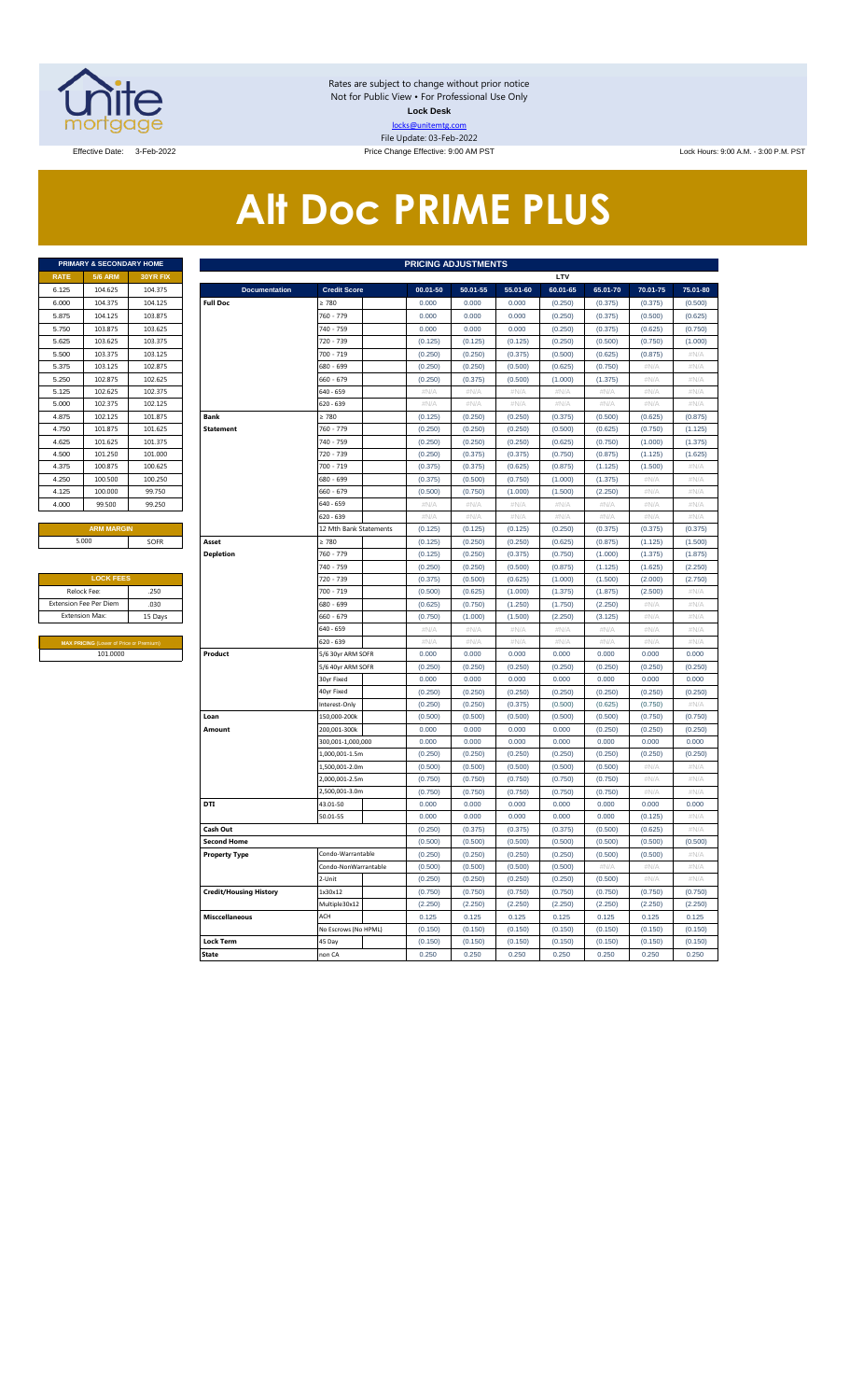Rates are subject to change without prior notice
Not for Public View • For Professional Use Only
**Lock Desk**
locks@unitemtg.com
File Update: 03-Feb-2022

Effective Date: 3-Feb-2022 | Price Change Effective: 9:00 AM PST | Lock Hours: 9:00 A.M. - 3:00 P.M. PST

# Alt Doc PRIME PLUS

| PRIMARY & SECONDARY HOME | | |
|---|---|---|
| RATE | 5/6 ARM | 30YR FIX |
| 6.125 | 104.625 | 104.375 |
| 6.000 | 104.375 | 104.125 |
| 5.875 | 104.125 | 103.875 |
| 5.750 | 103.875 | 103.625 |
| 5.625 | 103.625 | 103.375 |
| 5.500 | 103.375 | 103.125 |
| 5.375 | 103.125 | 102.875 |
| 5.250 | 102.875 | 102.625 |
| 5.125 | 102.625 | 102.375 |
| 5.000 | 102.375 | 102.125 |
| 4.875 | 102.125 | 101.875 |
| 4.750 | 101.875 | 101.625 |
| 4.625 | 101.625 | 101.375 |
| 4.500 | 101.250 | 101.000 |
| 4.375 | 100.875 | 100.625 |
| 4.250 | 100.500 | 100.250 |
| 4.125 | 100.000 | 99.750 |
| 4.000 | 99.500 | 99.250 |

| ARM MARGIN | |
|---|---|
| 5.000 | SOFR |

| LOCK FEES | |
|---|---|
| Relock Fee: | .250 |
| Extension Fee Per Diem | .030 |
| Extension Max: | 15 Days |

| MAX PRICING (Lower of Price or Premium) |
|---|
| 101.0000 |

| PRICING ADJUSTMENTS | | | | | | | | |
|---|---|---|---|---|---|---|---|---|
| | | LTV | | | | | | |
| Documentation | Credit Score | 00.01-50 | 50.01-55 | 55.01-60 | 60.01-65 | 65.01-70 | 70.01-75 | 75.01-80 |
| Full Doc | ≥ 780 | 0.000 | 0.000 | 0.000 | (0.250) | (0.375) | (0.375) | (0.500) |
| | 760 - 779 | 0.000 | 0.000 | 0.000 | (0.250) | (0.375) | (0.500) | (0.625) |
| | 740 - 759 | 0.000 | 0.000 | 0.000 | (0.250) | (0.375) | (0.625) | (0.750) |
| | 720 - 739 | (0.125) | (0.125) | (0.125) | (0.250) | (0.500) | (0.750) | (1.000) |
| | 700 - 719 | (0.250) | (0.250) | (0.375) | (0.500) | (0.625) | (0.875) | #N/A |
| | 680 - 699 | (0.250) | (0.250) | (0.500) | (0.625) | (0.750) | #N/A | #N/A |
| | 660 - 679 | (0.250) | (0.375) | (0.500) | (1.000) | (1.375) | #N/A | #N/A |
| | 640 - 659 | #N/A | #N/A | #N/A | #N/A | #N/A | #N/A | #N/A |
| | 620 - 639 | #N/A | #N/A | #N/A | #N/A | #N/A | #N/A | #N/A |
| Bank Statement | ≥ 780 | (0.125) | (0.250) | (0.250) | (0.375) | (0.500) | (0.625) | (0.875) |
| | 760 - 779 | (0.250) | (0.250) | (0.250) | (0.500) | (0.625) | (0.750) | (1.125) |
| | 740 - 759 | (0.250) | (0.250) | (0.250) | (0.625) | (0.750) | (1.000) | (1.375) |
| | 720 - 739 | (0.250) | (0.375) | (0.375) | (0.750) | (0.875) | (1.125) | (1.625) |
| | 700 - 719 | (0.375) | (0.375) | (0.625) | (0.875) | (1.125) | (1.500) | #N/A |
| | 680 - 699 | (0.375) | (0.500) | (0.750) | (1.000) | (1.375) | #N/A | #N/A |
| | 660 - 679 | (0.500) | (0.750) | (1.000) | (1.500) | (2.250) | #N/A | #N/A |
| | 640 - 659 | #N/A | #N/A | #N/A | #N/A | #N/A | #N/A | #N/A |
| | 620 - 639 | #N/A | #N/A | #N/A | #N/A | #N/A | #N/A | #N/A |
| | 12 Mth Bank Statements | (0.125) | (0.125) | (0.125) | (0.250) | (0.375) | (0.375) | (0.375) |
| Asset Depletion | ≥ 780 | (0.125) | (0.250) | (0.250) | (0.625) | (0.875) | (1.125) | (1.500) |
| | 760 - 779 | (0.125) | (0.250) | (0.375) | (0.750) | (1.000) | (1.375) | (1.875) |
| | 740 - 759 | (0.250) | (0.250) | (0.500) | (0.875) | (1.125) | (1.625) | (2.250) |
| | 720 - 739 | (0.375) | (0.500) | (0.625) | (1.000) | (1.500) | (2.000) | (2.750) |
| | 700 - 719 | (0.500) | (0.625) | (1.000) | (1.375) | (1.875) | (2.500) | #N/A |
| | 680 - 699 | (0.625) | (0.750) | (1.250) | (1.750) | (2.250) | #N/A | #N/A |
| | 660 - 679 | (0.750) | (1.000) | (1.500) | (2.250) | (3.125) | #N/A | #N/A |
| | 640 - 659 | #N/A | #N/A | #N/A | #N/A | #N/A | #N/A | #N/A |
| | 620 - 639 | #N/A | #N/A | #N/A | #N/A | #N/A | #N/A | #N/A |
| Product | 5/6 30yr ARM SOFR | 0.000 | 0.000 | 0.000 | 0.000 | 0.000 | 0.000 | 0.000 |
| | 5/6 40yr ARM SOFR | (0.250) | (0.250) | (0.250) | (0.250) | (0.250) | (0.250) | (0.250) |
| | 30yr Fixed | 0.000 | 0.000 | 0.000 | 0.000 | 0.000 | 0.000 | 0.000 |
| | 40yr Fixed | (0.250) | (0.250) | (0.250) | (0.250) | (0.250) | (0.250) | (0.250) |
| | Interest-Only | (0.250) | (0.250) | (0.375) | (0.500) | (0.625) | (0.750) | #N/A |
| Loan Amount | 150,000-200k | (0.500) | (0.500) | (0.500) | (0.500) | (0.500) | (0.750) | (0.750) |
| | 200,001-300k | 0.000 | 0.000 | 0.000 | 0.000 | (0.250) | (0.250) | (0.250) |
| | 300,001-1,000,000 | 0.000 | 0.000 | 0.000 | 0.000 | 0.000 | 0.000 | 0.000 |
| | 1,000,001-1.5m | (0.250) | (0.250) | (0.250) | (0.250) | (0.250) | (0.250) | (0.250) |
| | 1,500,001-2.0m | (0.500) | (0.500) | (0.500) | (0.500) | (0.500) | #N/A | #N/A |
| | 2,000,001-2.5m | (0.750) | (0.750) | (0.750) | (0.750) | (0.750) | #N/A | #N/A |
| | 2,500,001-3.0m | (0.750) | (0.750) | (0.750) | (0.750) | (0.750) | #N/A | #N/A |
| DTI | 43.01-50 | 0.000 | 0.000 | 0.000 | 0.000 | 0.000 | 0.000 | 0.000 |
| | 50.01-55 | 0.000 | 0.000 | 0.000 | 0.000 | 0.000 | (0.125) | #N/A |
| Cash Out | | (0.250) | (0.375) | (0.375) | (0.375) | (0.500) | (0.625) | #N/A |
| Second Home | | (0.500) | (0.500) | (0.500) | (0.500) | (0.500) | (0.500) | (0.500) |
| Property Type | Condo-Warrantable | (0.250) | (0.250) | (0.250) | (0.250) | (0.500) | (0.500) | #N/A |
| | Condo-NonWarrantable | (0.500) | (0.500) | (0.500) | (0.500) | #N/A | #N/A | #N/A |
| | 2-Unit | (0.250) | (0.250) | (0.250) | (0.250) | (0.500) | #N/A | #N/A |
| Credit/Housing History | 1x30x12 | (0.750) | (0.750) | (0.750) | (0.750) | (0.750) | (0.750) | (0.750) |
| | Multiple30x12 | (2.250) | (2.250) | (2.250) | (2.250) | (2.250) | (2.250) | (2.250) |
| Misccellaneous | ACH | 0.125 | 0.125 | 0.125 | 0.125 | 0.125 | 0.125 | 0.125 |
| | No Escrows (No HPML) | (0.150) | (0.150) | (0.150) | (0.150) | (0.150) | (0.150) | (0.150) |
| Lock Term | 45 Day | (0.150) | (0.150) | (0.150) | (0.150) | (0.150) | (0.150) | (0.150) |
| State | non CA | 0.250 | 0.250 | 0.250 | 0.250 | 0.250 | 0.250 | 0.250 |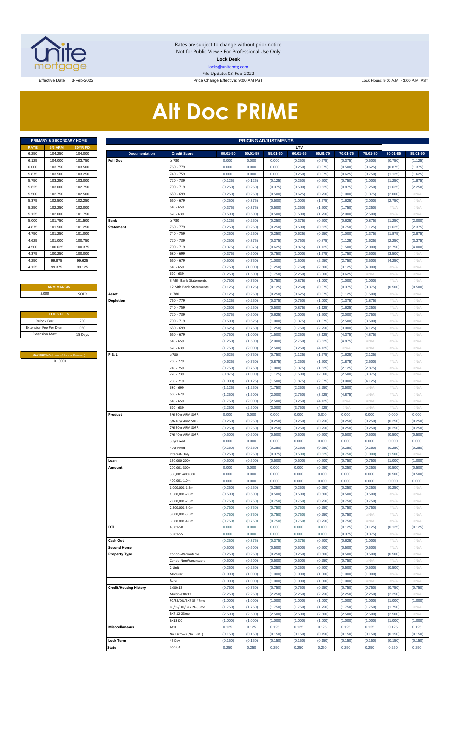Rates are subject to change without prior notice
Not for Public View • For Professional Use Only
**Lock Desk**
locks@unitemtg.com
File Update: 03-Feb-2022

Effective Date: 3-Feb-2022 | Price Change Effective: 9:00 AM PST | Lock Hours: 9:00 A.M. - 3:00 P.M. PST

# Alt Doc PRIME

| PRIMARY & SECONDARY HOME | | |
|---|---|---|
| RATE | 5/6 ARM | 30YR FIX |
| 6.250 | 104.250 | 104.000 |
| 6.125 | 104.000 | 103.750 |
| 6.000 | 103.750 | 103.500 |
| 5.875 | 103.500 | 103.250 |
| 5.750 | 103.250 | 103.000 |
| 5.625 | 103.000 | 102.750 |
| 5.500 | 102.750 | 102.500 |
| 5.375 | 102.500 | 102.250 |
| 5.250 | 102.250 | 102.000 |
| 5.125 | 102.000 | 101.750 |
| 5.000 | 101.750 | 101.500 |
| 4.875 | 101.500 | 101.250 |
| 4.750 | 101.250 | 101.000 |
| 4.625 | 101.000 | 100.750 |
| 4.500 | 100.625 | 100.375 |
| 4.375 | 100.250 | 100.000 |
| 4.250 | 99.875 | 99.625 |
| 4.125 | 99.375 | 99.125 |

| ARM MARGIN | |
|---|---|
| 5.000 | SOFR |

| LOCK FEES | |
|---|---|
| Relock Fee: | .250 |
| Extension Fee Per Diem | .030 |
| Extension Max: | 15 Days |

| MAX PRICING (Lower of Price or Premium) |
|---|
| 101.0000 |

| PRICING ADJUSTMENTS | | | | | | | | | | |
|---|---|---|---|---|---|---|---|---|---|---|
| | | LTV | | | | | | | | |
| Documentation | Credit Score | 00.01-50 | 50.01-55 | 55.01-60 | 60.01-65 | 65.01-70 | 70.01-75 | 75.01-80 | 80.01-85 | 85.01-90 |
| Full Doc | ≥ 780 | 0.000 | 0.000 | 0.000 | (0.250) | (0.375) | (0.375) | (0.500) | (0.750) | (1.125) |
| | 760 - 779 | 0.000 | 0.000 | 0.000 | (0.250) | (0.375) | (0.500) | (0.625) | (0.875) | (1.375) |
| | 740 - 759 | 0.000 | 0.000 | 0.000 | (0.250) | (0.375) | (0.625) | (0.750) | (1.125) | (1.625) |
| | 720 - 739 | (0.125) | (0.125) | (0.125) | (0.250) | (0.500) | (0.750) | (1.000) | (1.250) | (1.875) |
| | 700 - 719 | (0.250) | (0.250) | (0.375) | (0.500) | (0.625) | (0.875) | (1.250) | (1.625) | (2.250) |
| | 680 - 699 | (0.250) | (0.250) | (0.500) | (0.625) | (0.750) | (1.000) | (1.375) | (2.000) | #N/A |
| | 660 - 679 | (0.250) | (0.375) | (0.500) | (1.000) | (1.375) | (1.625) | (2.000) | (2.750) | #N/A |
| | 640 - 659 | (0.375) | (0.375) | (0.500) | (1.250) | (1.500) | (1.750) | (2.250) | #N/A | #N/A |
| | 620 - 639 | (0.500) | (0.500) | (0.500) | (1.500) | (1.750) | (2.000) | (2.500) | #N/A | #N/A |
| Bank Statement | ≥ 780 | (0.125) | (0.250) | (0.250) | (0.375) | (0.500) | (0.625) | (0.875) | (1.250) | (2.000) |
| | 760 - 779 | (0.250) | (0.250) | (0.250) | (0.500) | (0.625) | (0.750) | (1.125) | (1.625) | (2.375) |
| | 740 - 759 | (0.250) | (0.250) | (0.250) | (0.625) | (0.750) | (1.000) | (1.375) | (1.875) | (2.875) |
| | 720 - 739 | (0.250) | (0.375) | (0.375) | (0.750) | (0.875) | (1.125) | (1.625) | (2.250) | (3.375) |
| | 700 - 719 | (0.375) | (0.375) | (0.625) | (0.875) | (1.125) | (1.500) | (2.000) | (2.750) | (4.000) |
| | 680 - 699 | (0.375) | (0.500) | (0.750) | (1.000) | (1.375) | (1.750) | (2.500) | (3.500) | #N/A |
| | 660 - 679 | (0.500) | (0.750) | (1.000) | (1.500) | (2.250) | (2.750) | (3.500) | (4.250) | #N/A |
| | 640 - 659 | (0.750) | (1.000) | (1.250) | (1.750) | (2.500) | (3.125) | (4.000) | #N/A | #N/A |
| | 620 - 639 | (1.250) | (1.500) | (1.750) | (2.250) | (3.000) | (3.625) | #N/A | #N/A | #N/A |
| | 3 Mth Bank Statements | (0.750) | (0.750) | (0.750) | (0.875) | (1.000) | (1.000) | (1.000) | #N/A | #N/A |
| | 12 Mth Bank Statements | (0.125) | (0.125) | (0.125) | (0.250) | (0.375) | (0.375) | (0.375) | (0.500) | (0.500) |
| Asset Depletion | ≥ 780 | (0.125) | (0.250) | (0.250) | (0.625) | (0.875) | (1.125) | (1.500) | #N/A | #N/A |
| | 760 - 779 | (0.125) | (0.250) | (0.375) | (0.750) | (1.000) | (1.375) | (1.875) | #N/A | #N/A |
| | 740 - 759 | (0.250) | (0.250) | (0.500) | (0.875) | (1.125) | (1.625) | (2.250) | #N/A | #N/A |
| | 720 - 739 | (0.375) | (0.500) | (0.625) | (1.000) | (1.500) | (2.000) | (2.750) | #N/A | #N/A |
| | 700 - 719 | (0.500) | (0.625) | (1.000) | (1.375) | (1.875) | (2.500) | (3.500) | #N/A | #N/A |
| | 680 - 699 | (0.625) | (0.750) | (1.250) | (1.750) | (2.250) | (3.000) | (4.125) | #N/A | #N/A |
| | 660 - 679 | (0.750) | (1.000) | (1.500) | (2.250) | (3.125) | (4.375) | (4.875) | #N/A | #N/A |
| | 640 - 659 | (1.250) | (1.500) | (2.000) | (2.750) | (3.625) | (4.875) | #N/A | #N/A | #N/A |
| | 620 - 639 | (1.750) | (2.000) | (2.500) | (3.250) | (4.125) | #N/A | #N/A | #N/A | #N/A |
| P & L | ≥ 780 | (0.625) | (0.750) | (0.750) | (1.125) | (1.375) | (1.625) | (2.125) | #N/A | #N/A |
| | 760 - 779 | (0.625) | (0.750) | (0.875) | (1.250) | (1.500) | (1.875) | (2.500) | #N/A | #N/A |
| | 740 - 759 | (0.750) | (0.750) | (1.000) | (1.375) | (1.625) | (2.125) | (2.875) | #N/A | #N/A |
| | 720 - 739 | (0.875) | (1.000) | (1.125) | (1.500) | (2.000) | (2.500) | (3.375) | #N/A | #N/A |
| | 700 - 719 | (1.000) | (1.125) | (1.500) | (1.875) | (2.375) | (3.000) | (4.125) | #N/A | #N/A |
| | 680 - 699 | (1.125) | (1.250) | (1.750) | (2.250) | (2.750) | (3.500) | #N/A | #N/A | #N/A |
| | 660 - 679 | (1.250) | (1.500) | (2.000) | (2.750) | (3.625) | (4.875) | #N/A | #N/A | #N/A |
| | 640 - 659 | (1.750) | (2.000) | (2.500) | (3.250) | (4.125) | #N/A | #N/A | #N/A | #N/A |
| | 620 - 639 | (2.250) | (2.500) | (3.000) | (3.750) | (4.625) | #N/A | #N/A | #N/A | #N/A |
| Product | 5/6 30yr ARM SOFR | 0.000 | 0.000 | 0.000 | 0.000 | 0.000 | 0.000 | 0.000 | 0.000 | 0.000 |
| | 5/6 40yr ARM SOFR | (0.250) | (0.250) | (0.250) | (0.250) | (0.250) | (0.250) | (0.250) | (0.250) | (0.250) |
| | 7/6 30yr ARM SOFR | (0.250) | (0.250) | (0.250) | (0.250) | (0.250) | (0.250) | (0.250) | (0.250) | (0.250) |
| | 7/6 40yr ARM SOFR | (0.500) | (0.500) | (0.500) | (0.500) | (0.500) | (0.500) | (0.500) | (0.500) | (0.500) |
| | 30yr Fixed | 0.000 | 0.000 | 0.000 | 0.000 | 0.000 | 0.000 | 0.000 | 0.000 | 0.000 |
| | 40yr Fixed | (0.250) | (0.250) | (0.250) | (0.250) | (0.250) | (0.250) | (0.250) | (0.250) | (0.250) |
| | Interest-Only | (0.250) | (0.250) | (0.375) | (0.500) | (0.625) | (0.750) | (1.000) | (1.500) | #N/A |
| Loan Amount | 150,000-200k | (0.500) | (0.500) | (0.500) | (0.500) | (0.500) | (0.750) | (0.750) | (1.000) | (1.000) |
| | 200,001-300k | 0.000 | 0.000 | 0.000 | 0.000 | (0.250) | (0.250) | (0.250) | (0.500) | (0.500) |
| | 300,001-400,000 | 0.000 | 0.000 | 0.000 | 0.000 | 0.000 | 0.000 | 0.000 | (0.500) | (0.500) |
| | 400,001-1.0m | 0.000 | 0.000 | 0.000 | 0.000 | 0.000 | 0.000 | 0.000 | 0.000 | 0.000 |
| | 1,000,001-1.5m | (0.250) | (0.250) | (0.250) | (0.250) | (0.250) | (0.250) | (0.250) | (0.250) | #N/A |
| | 1,500,001-2.0m | (0.500) | (0.500) | (0.500) | (0.500) | (0.500) | (0.500) | (0.500) | #N/A | #N/A |
| | 2,000,001-2.5m | (0.750) | (0.750) | (0.750) | (0.750) | (0.750) | (0.750) | (0.750) | #N/A | #N/A |
| | 2,500,001-3.0m | (0.750) | (0.750) | (0.750) | (0.750) | (0.750) | (0.750) | (0.750) | #N/A | #N/A |
| | 3,000,001-3.5m | (0.750) | (0.750) | (0.750) | (0.750) | (0.750) | (0.750) | #N/A | #N/A | #N/A |
| | 3,500,001-4.0m | (0.750) | (0.750) | (0.750) | (0.750) | (0.750) | (0.750) | #N/A | #N/A | #N/A |
| DTI | 43.01-50 | 0.000 | 0.000 | 0.000 | 0.000 | 0.000 | (0.125) | (0.125) | (0.125) | (0.125) |
| | 50.01-55 | 0.000 | 0.000 | 0.000 | 0.000 | 0.000 | (0.375) | (0.375) | #N/A | #N/A |
| Cash Out | | (0.250) | (0.375) | (0.375) | (0.375) | (0.500) | (0.625) | (1.000) | #N/A | #N/A |
| Second Home | | (0.500) | (0.500) | (0.500) | (0.500) | (0.500) | (0.500) | (0.500) | #N/A | #N/A |
| Property Type | Condo-Warrantable | (0.250) | (0.250) | (0.250) | (0.250) | (0.500) | (0.500) | (0.500) | (0.500) | #N/A |
| | Condo-NonWarrantable | (0.500) | (0.500) | (0.500) | (0.500) | (0.750) | (0.750) | #N/A | #N/A | #N/A |
| | 2-Unit | (0.250) | (0.250) | (0.250) | (0.250) | (0.500) | (0.500) | (0.500) | (0.500) | #N/A |
| | Modular | (1.000) | (1.000) | (1.000) | (1.000) | (1.000) | (1.000) | (1.000) | #N/A | #N/A |
| | Rural | (1.000) | (1.000) | (1.000) | (1.000) | (1.000) | (1.000) | #N/A | #N/A | #N/A |
| Credit/Housing History | 1x30x12 | (0.750) | (0.750) | (0.750) | (0.750) | (0.750) | (0.750) | (0.750) | (0.750) | (0.750) |
| | Multiple30x12 | (2.250) | (2.250) | (2.250) | (2.250) | (2.250) | (2.250) | (2.250) | (2.250) | #N/A |
| | FC/SS/DIL/BK7 36-47mo | (1.000) | (1.000) | (1.000) | (1.000) | (1.000) | (1.000) | (1.000) | (1.000) | (1.000) |
| | FC/SS/DIL/BK7 24-35mo | (1.750) | (1.750) | (1.750) | (1.750) | (1.750) | (1.750) | (1.750) | (1.750) | #N/A |
| | BK7 12-23mo | (2.500) | (2.500) | (2.500) | (2.500) | (2.500) | (2.500) | (2.500) | (2.500) | #N/A |
| | BK13 DC | (1.000) | (1.000) | (1.000) | (1.000) | (1.000) | (1.000) | (1.000) | (1.000) | (1.000) |
| Misccellaneous | ACH | 0.125 | 0.125 | 0.125 | 0.125 | 0.125 | 0.125 | 0.125 | 0.125 | 0.125 |
| | No Escrows (No HPML) | (0.150) | (0.150) | (0.150) | (0.150) | (0.150) | (0.150) | (0.150) | (0.150) | (0.150) |
| Lock Term | 45 Day | (0.150) | (0.150) | (0.150) | (0.150) | (0.150) | (0.150) | (0.150) | (0.150) | (0.150) |
| State | non CA | 0.250 | 0.250 | 0.250 | 0.250 | 0.250 | 0.250 | 0.250 | 0.250 | 0.250 |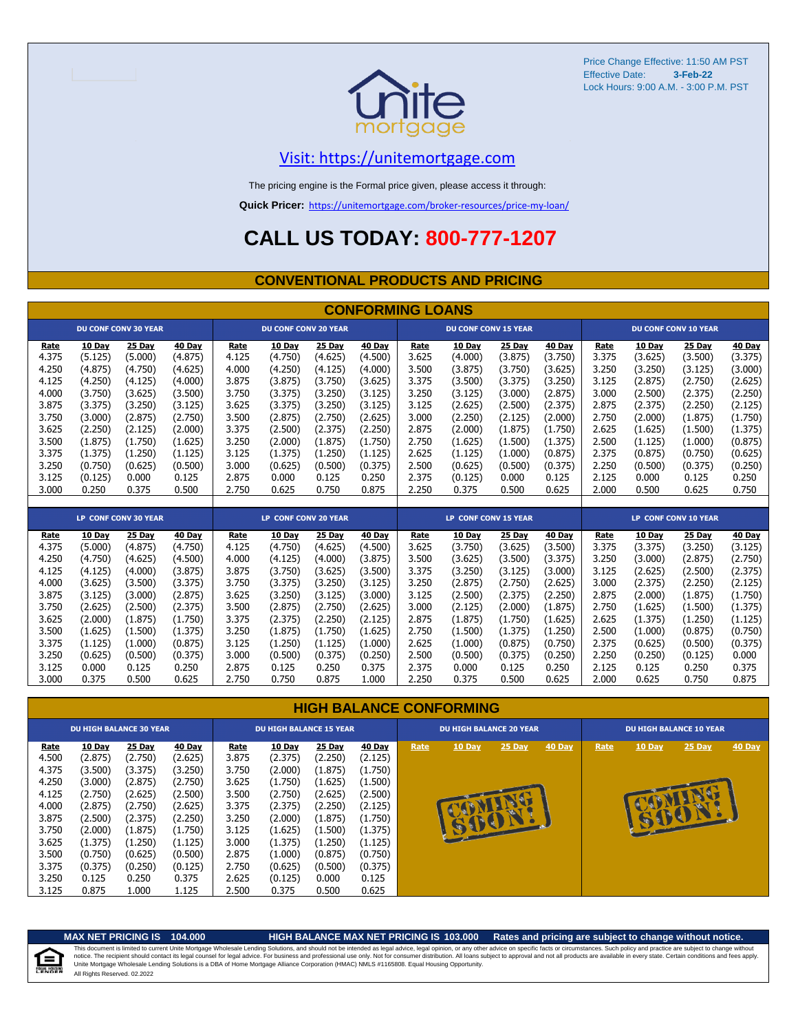Price Change Effective: 11:50 AM PST
Effective Date: **3-Feb-22**
Lock Hours: 9:00 A.M. - 3:00 P.M. PST

unite mortgage

Visit: https://unitemortgage.com

The pricing engine is the Formal price given, please access it through:

**Quick Pricer:** https://unitemortgage.com/broker-resources/price-my-loan/

# CALL US TODAY: 800-777-1207

## CONVENTIONAL PRODUCTS AND PRICING

### CONFORMING LOANS

| DU CONF CONV 30 YEAR | | | | DU CONF CONV 20 YEAR | | | | DU CONF CONV 15 YEAR | | | | DU CONF CONV 10 YEAR | | | |
|---|---|---|---|---|---|---|---|---|---|---|---|---|---|---|---|
| Rate | 10 Day | 25 Day | 40 Day | Rate | 10 Day | 25 Day | 40 Day | Rate | 10 Day | 25 Day | 40 Day | Rate | 10 Day | 25 Day | 40 Day |
| 4.375 | (5.125) | (5.000) | (4.875) | 4.125 | (4.750) | (4.625) | (4.500) | 3.625 | (4.000) | (3.875) | (3.750) | 3.375 | (3.625) | (3.500) | (3.375) |
| 4.250 | (4.875) | (4.750) | (4.625) | 4.000 | (4.250) | (4.125) | (4.000) | 3.500 | (3.875) | (3.750) | (3.625) | 3.250 | (3.250) | (3.125) | (3.000) |
| 4.125 | (4.250) | (4.125) | (4.000) | 3.875 | (3.875) | (3.750) | (3.625) | 3.375 | (3.500) | (3.375) | (3.250) | 3.125 | (2.875) | (2.750) | (2.625) |
| 4.000 | (3.750) | (3.625) | (3.500) | 3.750 | (3.375) | (3.250) | (3.125) | 3.250 | (3.125) | (3.000) | (2.875) | 3.000 | (2.500) | (2.375) | (2.250) |
| 3.875 | (3.375) | (3.250) | (3.125) | 3.625 | (3.375) | (3.250) | (3.125) | 3.125 | (2.625) | (2.500) | (2.375) | 2.875 | (2.375) | (2.250) | (2.125) |
| 3.750 | (3.000) | (2.875) | (2.750) | 3.500 | (2.875) | (2.750) | (2.625) | 3.000 | (2.250) | (2.125) | (2.000) | 2.750 | (2.000) | (1.875) | (1.750) |
| 3.625 | (2.250) | (2.125) | (2.000) | 3.375 | (2.500) | (2.375) | (2.250) | 2.875 | (2.000) | (1.875) | (1.750) | 2.625 | (1.625) | (1.500) | (1.375) |
| 3.500 | (1.875) | (1.750) | (1.625) | 3.250 | (2.000) | (1.875) | (1.750) | 2.750 | (1.625) | (1.500) | (1.375) | 2.500 | (1.125) | (1.000) | (0.875) |
| 3.375 | (1.375) | (1.250) | (1.125) | 3.125 | (1.375) | (1.250) | (1.125) | 2.625 | (1.125) | (1.000) | (0.875) | 2.375 | (0.875) | (0.750) | (0.625) |
| 3.250 | (0.750) | (0.625) | (0.500) | 3.000 | (0.625) | (0.500) | (0.375) | 2.500 | (0.625) | (0.500) | (0.375) | 2.250 | (0.500) | (0.375) | (0.250) |
| 3.125 | (0.125) | 0.000 | 0.125 | 2.875 | 0.000 | 0.125 | 0.250 | 2.375 | (0.125) | 0.000 | 0.125 | 2.125 | 0.000 | 0.125 | 0.250 |
| 3.000 | 0.250 | 0.375 | 0.500 | 2.750 | 0.625 | 0.750 | 0.875 | 2.250 | 0.375 | 0.500 | 0.625 | 2.000 | 0.500 | 0.625 | 0.750 |

| LP CONF CONV 30 YEAR | | | | LP CONF CONV 20 YEAR | | | | LP CONF CONV 15 YEAR | | | | LP CONF CONV 10 YEAR | | | |
|---|---|---|---|---|---|---|---|---|---|---|---|---|---|---|---|
| Rate | 10 Day | 25 Day | 40 Day | Rate | 10 Day | 25 Day | 40 Day | Rate | 10 Day | 25 Day | 40 Day | Rate | 10 Day | 25 Day | 40 Day |
| 4.375 | (5.000) | (4.875) | (4.750) | 4.125 | (4.750) | (4.625) | (4.500) | 3.625 | (3.750) | (3.625) | (3.500) | 3.375 | (3.375) | (3.250) | (3.125) |
| 4.250 | (4.750) | (4.625) | (4.500) | 4.000 | (4.125) | (4.000) | (3.875) | 3.500 | (3.625) | (3.500) | (3.375) | 3.250 | (3.000) | (2.875) | (2.750) |
| 4.125 | (4.125) | (4.000) | (3.875) | 3.875 | (3.750) | (3.625) | (3.500) | 3.375 | (3.250) | (3.125) | (3.000) | 3.125 | (2.625) | (2.500) | (2.375) |
| 4.000 | (3.625) | (3.500) | (3.375) | 3.750 | (3.375) | (3.250) | (3.125) | 3.250 | (2.875) | (2.750) | (2.625) | 3.000 | (2.375) | (2.250) | (2.125) |
| 3.875 | (3.125) | (3.000) | (2.875) | 3.625 | (3.250) | (3.125) | (3.000) | 3.125 | (2.500) | (2.375) | (2.250) | 2.875 | (2.000) | (1.875) | (1.750) |
| 3.750 | (2.625) | (2.500) | (2.375) | 3.500 | (2.875) | (2.750) | (2.625) | 3.000 | (2.125) | (2.000) | (1.875) | 2.750 | (1.625) | (1.500) | (1.375) |
| 3.625 | (2.000) | (1.875) | (1.750) | 3.375 | (2.375) | (2.250) | (2.125) | 2.875 | (1.875) | (1.750) | (1.625) | 2.625 | (1.375) | (1.250) | (1.125) |
| 3.500 | (1.625) | (1.500) | (1.375) | 3.250 | (1.875) | (1.750) | (1.625) | 2.750 | (1.500) | (1.375) | (1.250) | 2.500 | (1.000) | (0.875) | (0.750) |
| 3.375 | (1.125) | (1.000) | (0.875) | 3.125 | (1.250) | (1.125) | (1.000) | 2.625 | (1.000) | (0.875) | (0.750) | 2.375 | (0.625) | (0.500) | (0.375) |
| 3.250 | (0.625) | (0.500) | (0.375) | 3.000 | (0.500) | (0.375) | (0.250) | 2.500 | (0.500) | (0.375) | (0.250) | 2.250 | (0.250) | (0.125) | 0.000 |
| 3.125 | 0.000 | 0.125 | 0.250 | 2.875 | 0.125 | 0.250 | 0.375 | 2.375 | 0.000 | 0.125 | 0.250 | 2.125 | 0.125 | 0.250 | 0.375 |
| 3.000 | 0.375 | 0.500 | 0.625 | 2.750 | 0.750 | 0.875 | 1.000 | 2.250 | 0.375 | 0.500 | 0.625 | 2.000 | 0.625 | 0.750 | 0.875 |

### HIGH BALANCE CONFORMING

| DU HIGH BALANCE 30 YEAR | | | | DU HIGH BALANCE 15 YEAR | | | | DU HIGH BALANCE 20 YEAR | | | | DU HIGH BALANCE 10 YEAR | | | |
|---|---|---|---|---|---|---|---|---|---|---|---|---|---|---|---|
| Rate | 10 Day | 25 Day | 40 Day | Rate | 10 Day | 25 Day | 40 Day | Rate | 10 Day | 25 Day | 40 Day | Rate | 10 Day | 25 Day | 40 Day |
| 4.500 | (2.875) | (2.750) | (2.625) | 3.875 | (2.375) | (2.250) | (2.125) | COMING SOON! | | | | COMING SOON! | | | |
| 4.375 | (3.500) | (3.375) | (3.250) | 3.750 | (2.000) | (1.875) | (1.750) | | | | | | | | |
| 4.250 | (3.000) | (2.875) | (2.750) | 3.625 | (1.750) | (1.625) | (1.500) | | | | | | | | |
| 4.125 | (2.750) | (2.625) | (2.500) | 3.500 | (2.750) | (2.625) | (2.500) | | | | | | | | |
| 4.000 | (2.875) | (2.750) | (2.625) | 3.375 | (2.375) | (2.250) | (2.125) | | | | | | | | |
| 3.875 | (2.500) | (2.375) | (2.250) | 3.250 | (2.000) | (1.875) | (1.750) | | | | | | | | |
| 3.750 | (2.000) | (1.875) | (1.750) | 3.125 | (1.625) | (1.500) | (1.375) | | | | | | | | |
| 3.625 | (1.375) | (1.250) | (1.125) | 3.000 | (1.375) | (1.250) | (1.125) | | | | | | | | |
| 3.500 | (0.750) | (0.625) | (0.500) | 2.875 | (1.000) | (0.875) | (0.750) | | | | | | | | |
| 3.375 | (0.375) | (0.250) | (0.125) | 2.750 | (0.625) | (0.500) | (0.375) | | | | | | | | |
| 3.250 | 0.125 | 0.250 | 0.375 | 2.625 | (0.125) | 0.000 | 0.125 | | | | | | | | |
| 3.125 | 0.875 | 1.000 | 1.125 | 2.500 | 0.375 | 0.500 | 0.625 | | | | | | | | |

**MAX NET PRICING IS 104.000** **HIGH BALANCE MAX NET PRICING IS 103.000** **Rates and pricing are subject to change without notice.**

This document is limited to current Unite Mortgage Wholesale Lending Solutions, and should not be intended as legal advice, legal opinion, or any other advice on specific facts or circumstances. Such policy and practice are subject to change without notice. The recipient should contact its legal counsel for legal advice. For business and professional use only. Not for consumer distribution. All loans subject to approval and not all products are available in every state. Certain conditions and fees apply. Unite Mortgage Wholesale Lending Solutions is a DBA of Home Mortgage Alliance Corporation (HMAC) NMLS #1165808. Equal Housing Opportunity.
All Rights Reserved. 02.2022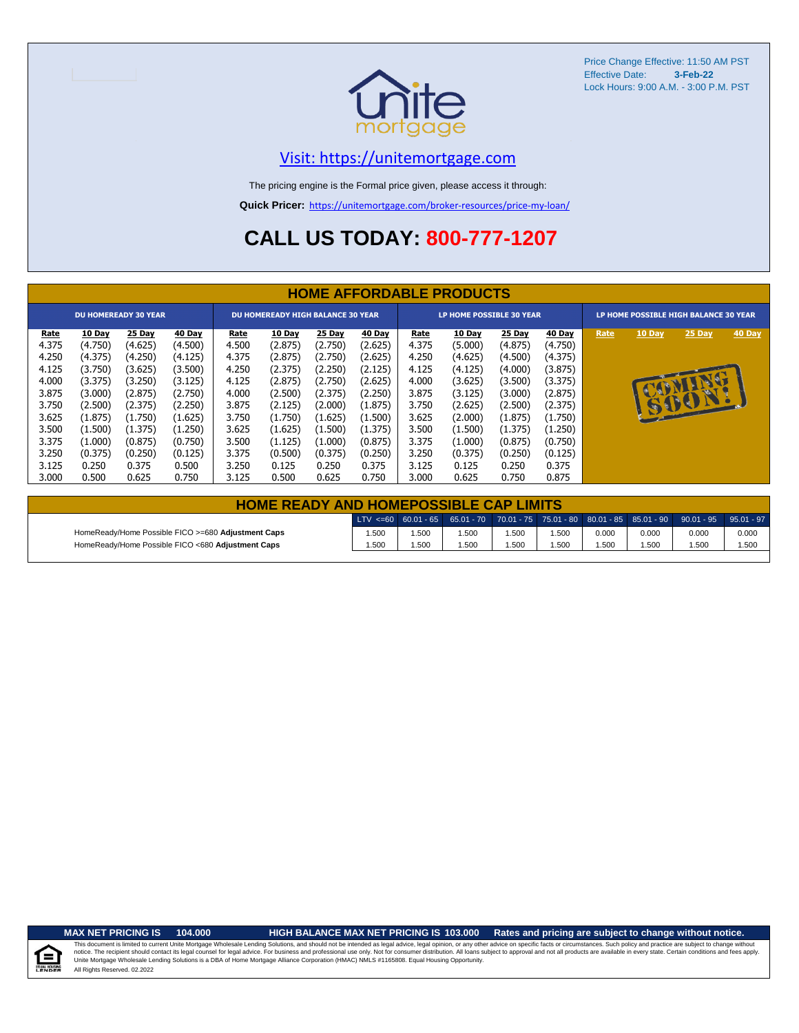Price Change Effective: 11:50 AM PST
Effective Date: **3-Feb-22**
Lock Hours: 9:00 A.M. - 3:00 P.M. PST

unite mortgage

[Visit: https://unitemortgage.com](https://unitemortgage.com)

The pricing engine is the Formal price given, please access it through:

**Quick Pricer:** https://unitemortgage.com/broker-resources/price-my-loan/

# CALL US TODAY: 800-777-1207

## HOME AFFORDABLE PRODUCTS

| DU HOMEREADY 30 YEAR | | | | DU HOMEREADY HIGH BALANCE 30 YEAR | | | | LP HOME POSSIBLE 30 YEAR | | | | LP HOME POSSIBLE HIGH BALANCE 30 YEAR | | | |
|---|---|---|---|---|---|---|---|---|---|---|---|---|---|---|---|
| Rate | 10 Day | 25 Day | 40 Day | Rate | 10 Day | 25 Day | 40 Day | Rate | 10 Day | 25 Day | 40 Day | Rate | 10 Day | 25 Day | 40 Day |
| 4.375 | (4.750) | (4.625) | (4.500) | 4.500 | (2.875) | (2.750) | (2.625) | 4.375 | (5.000) | (4.875) | (4.750) | COMING SOON! | | | |
| 4.250 | (4.375) | (4.250) | (4.125) | 4.375 | (2.875) | (2.750) | (2.625) | 4.250 | (4.625) | (4.500) | (4.375) | | | | |
| 4.125 | (3.750) | (3.625) | (3.500) | 4.250 | (2.375) | (2.250) | (2.125) | 4.125 | (4.125) | (4.000) | (3.875) | | | | |
| 4.000 | (3.375) | (3.250) | (3.125) | 4.125 | (2.875) | (2.750) | (2.625) | 4.000 | (3.625) | (3.500) | (3.375) | | | | |
| 3.875 | (3.000) | (2.875) | (2.750) | 4.000 | (2.500) | (2.375) | (2.250) | 3.875 | (3.125) | (3.000) | (2.875) | | | | |
| 3.750 | (2.500) | (2.375) | (2.250) | 3.875 | (2.125) | (2.000) | (1.875) | 3.750 | (2.625) | (2.500) | (2.375) | | | | |
| 3.625 | (1.875) | (1.750) | (1.625) | 3.750 | (1.750) | (1.625) | (1.500) | 3.625 | (2.000) | (1.875) | (1.750) | | | | |
| 3.500 | (1.500) | (1.375) | (1.250) | 3.625 | (1.625) | (1.500) | (1.375) | 3.500 | (1.500) | (1.375) | (1.250) | | | | |
| 3.375 | (1.000) | (0.875) | (0.750) | 3.500 | (1.125) | (1.000) | (0.875) | 3.375 | (1.000) | (0.875) | (0.750) | | | | |
| 3.250 | (0.375) | (0.250) | (0.125) | 3.375 | (0.500) | (0.375) | (0.250) | 3.250 | (0.375) | (0.250) | (0.125) | | | | |
| 3.125 | 0.250 | 0.375 | 0.500 | 3.250 | 0.125 | 0.250 | 0.375 | 3.125 | 0.125 | 0.250 | 0.375 | | | | |
| 3.000 | 0.500 | 0.625 | 0.750 | 3.125 | 0.500 | 0.625 | 0.750 | 3.000 | 0.625 | 0.750 | 0.875 | | | | |

## HOME READY AND HOMEPOSSIBLE CAP LIMITS

| | LTV <=60 | 60.01 - 65 | 65.01 - 70 | 70.01 - 75 | 75.01 - 80 | 80.01 - 85 | 85.01 - 90 | 90.01 - 95 | 95.01 - 97 |
|---|---|---|---|---|---|---|---|---|---|
| HomeReady/Home Possible FICO >=680 **Adjustment Caps** | 1.500 | 1.500 | 1.500 | 1.500 | 1.500 | 0.000 | 0.000 | 0.000 | 0.000 |
| HomeReady/Home Possible FICO <680 **Adjustment Caps** | 1.500 | 1.500 | 1.500 | 1.500 | 1.500 | 1.500 | 1.500 | 1.500 | 1.500 |

**MAX NET PRICING IS 104.000** | **HIGH BALANCE MAX NET PRICING IS 103.000** | **Rates and pricing are subject to change without notice.**

This document is limited to current Unite Mortgage Wholesale Lending Solutions, and should not be intended as legal advice, legal opinion, or any other advice on specific facts or circumstances. Such policy and practice are subject to change without notice. The recipient should contact its legal counsel for legal advice. For business and professional use only. Not for consumer distribution. All loans subject to approval and not all products are available in every state. Certain conditions and fees apply. Unite Mortgage Wholesale Lending Solutions is a DBA of Home Mortgage Alliance Corporation (HMAC) NMLS #1165808. Equal Housing Opportunity.
All Rights Reserved. 02.2022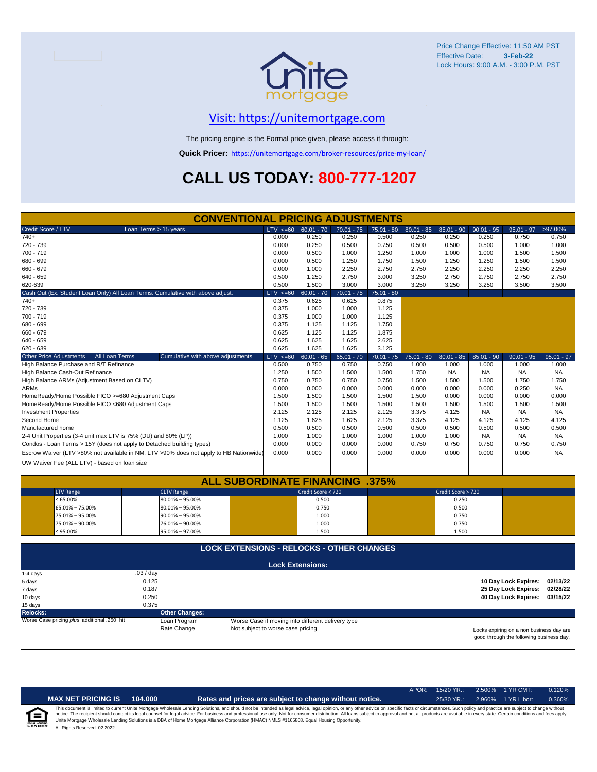Price Change Effective: 11:50 AM PST
Effective Date: **3-Feb-22**
Lock Hours: 9:00 A.M. - 3:00 P.M. PST

## Visit: https://unitemortgage.com

The pricing engine is the Formal price given, please access it through:

**Quick Pricer:** https://unitemortgage.com/broker-resources/price-my-loan/

# CALL US TODAY: 800-777-1207

## CONVENTIONAL PRICING ADJUSTMENTS

| Credit Score / LTV — Loan Terms > 15 years | LTV <=60 | 60.01 - 70 | 70.01 - 75 | 75.01 - 80 | 80.01 - 85 | 85.01 - 90 | 90.01 - 95 | 95.01 - 97 | >97.00% |
|---|---|---|---|---|---|---|---|---|---|
| 740+ | 0.000 | 0.250 | 0.250 | 0.500 | 0.250 | 0.250 | 0.250 | 0.750 | 0.750 |
| 720 - 739 | 0.000 | 0.250 | 0.500 | 0.750 | 0.500 | 0.500 | 0.500 | 1.000 | 1.000 |
| 700 - 719 | 0.000 | 0.500 | 1.000 | 1.250 | 1.000 | 1.000 | 1.000 | 1.500 | 1.500 |
| 680 - 699 | 0.000 | 0.500 | 1.250 | 1.750 | 1.500 | 1.250 | 1.250 | 1.500 | 1.500 |
| 660 - 679 | 0.000 | 1.000 | 2.250 | 2.750 | 2.750 | 2.250 | 2.250 | 2.250 | 2.250 |
| 640 - 659 | 0.500 | 1.250 | 2.750 | 3.000 | 3.250 | 2.750 | 2.750 | 2.750 | 2.750 |
| 620-639 | 0.500 | 1.500 | 3.000 | 3.000 | 3.250 | 3.250 | 3.250 | 3.500 | 3.500 |

| Cash Out (Ex. Student Loan Only) All Loan Terms. Cumulative with above adjust. | LTV <=60 | 60.01 - 70 | 70.01 - 75 | 75.01 - 80 |
|---|---|---|---|---|
| 740+ | 0.375 | 0.625 | 0.625 | 0.875 |
| 720 - 739 | 0.375 | 1.000 | 1.000 | 1.125 |
| 700 - 719 | 0.375 | 1.000 | 1.000 | 1.125 |
| 680 - 699 | 0.375 | 1.125 | 1.125 | 1.750 |
| 660 - 679 | 0.625 | 1.125 | 1.125 | 1.875 |
| 640 - 659 | 0.625 | 1.625 | 1.625 | 2.625 |
| 620 - 639 | 0.625 | 1.625 | 1.625 | 3.125 |

| Other Price Adjustments — All Loan Terms — Cumulative with above adjustments | LTV <=60 | 60.01 - 65 | 65.01 - 70 | 70.01 - 75 | 75.01 - 80 | 80.01 - 85 | 85.01 - 90 | 90.01 - 95 | 95.01 - 97 |
|---|---|---|---|---|---|---|---|---|---|
| High Balance Purchase and R/T Refinance | 0.500 | 0.750 | 0.750 | 0.750 | 1.000 | 1.000 | 1.000 | 1.000 | 1.000 |
| High Balance Cash-Out Refinance | 1.250 | 1.500 | 1.500 | 1.500 | 1.750 | NA | NA | NA | NA |
| High Balance ARMs (Adjustment Based on CLTV) | 0.750 | 0.750 | 0.750 | 0.750 | 1.500 | 1.500 | 1.500 | 1.750 | 1.750 |
| ARMs | 0.000 | 0.000 | 0.000 | 0.000 | 0.000 | 0.000 | 0.000 | 0.250 | NA |
| HomeReady/Home Possible FICO >=680 Adjustment Caps | 1.500 | 1.500 | 1.500 | 1.500 | 1.500 | 0.000 | 0.000 | 0.000 | 0.000 |
| HomeReady/Home Possible FICO <680 Adjustment Caps | 1.500 | 1.500 | 1.500 | 1.500 | 1.500 | 1.500 | 1.500 | 1.500 | 1.500 |
| Investment Properties | 2.125 | 2.125 | 2.125 | 2.125 | 3.375 | 4.125 | NA | NA | NA |
| Second Home | 1.125 | 1.625 | 1.625 | 2.125 | 3.375 | 4.125 | 4.125 | 4.125 | 4.125 |
| Manufactured home | 0.500 | 0.500 | 0.500 | 0.500 | 0.500 | 0.500 | 0.500 | 0.500 | 0.500 |
| 2-4 Unit Properties (3-4 unit max LTV is 75% (DU) and 80% (LP)) | 1.000 | 1.000 | 1.000 | 1.000 | 1.000 | 1.000 | NA | NA | NA |
| Condos - Loan Terms > 15Y (does not apply to Detached building types) | 0.000 | 0.000 | 0.000 | 0.000 | 0.750 | 0.750 | 0.750 | 0.750 | 0.750 |
| Escrow Waiver (LTV >80% not available in NM, LTV >90% does not apply to HB Nationwide) | 0.000 | 0.000 | 0.000 | 0.000 | 0.000 | 0.000 | 0.000 | 0.000 | NA |
| UW Waiver Fee (ALL LTV) - based on loan size | | | | | | | | | |

## ALL SUBORDINATE FINANCING .375%

| LTV Range | CLTV Range | Credit Score < 720 | Credit Score > 720 |
|---|---|---|---|
| ≤ 65.00% | 80.01% – 95.00% | 0.500 | 0.250 |
| 65.01% – 75.00% | 80.01% – 95.00% | 0.750 | 0.500 |
| 75.01% – 95.00% | 90.01% – 95.00% | 1.000 | 0.750 |
| 75.01% – 90.00% | 76.01% – 90.00% | 1.000 | 0.750 |
| ≤ 95.00% | 95.01% – 97.00% | 1.500 | 1.500 |

## LOCK EXTENSIONS - RELOCKS - OTHER CHANGES

### Lock Extensions:

| Days | |
|---|---|
| 1-4 days | .03 / day |
| 5 days | 0.125 |
| 7 days | 0.187 |
| 10 days | 0.250 |
| 15 days | 0.375 |

**10 Day Lock Expires:** 02/13/22
**25 Day Lock Expires:** 02/28/22
**40 Day Lock Expires:** 03/15/22

**Relocks:**
Worse Case pricing *plus* additional .250 hit

**Other Changes:**

| | |
|---|---|
| Loan Program | Worse Case if moving into different delivery type |
| Rate Change | Not subject to worse case pricing |

Locks expiring on a non business day are good through the following business day.

| APOR: | 15/20 YR.: | 2.500% | 1 YR CMT: | 0.120% |
|---|---|---|---|---|
| | 25/30 YR.: | 2.960% | 1 YR Libor: | 0.360% |

**MAX NET PRICING IS 104.000**

**Rates and prices are subject to change without notice.**

This document is limited to current Unite Mortgage Wholesale Lending Solutions, and should not be intended as legal advice, legal opinion, or any other advice on specific facts or circumstances. Such policy and practice are subject to change without notice. The recipient should contact its legal counsel for legal advice. For business and professional use only. Not for consumer distribution. All loans subject to approval and not all products are available in every state. Certain conditions and fees apply. Unite Mortgage Wholesale Lending Solutions is a DBA of Home Mortgage Alliance Corporation (HMAC) NMLS #1165808. Equal Housing Opportunity.

All Rights Reserved. 02.2022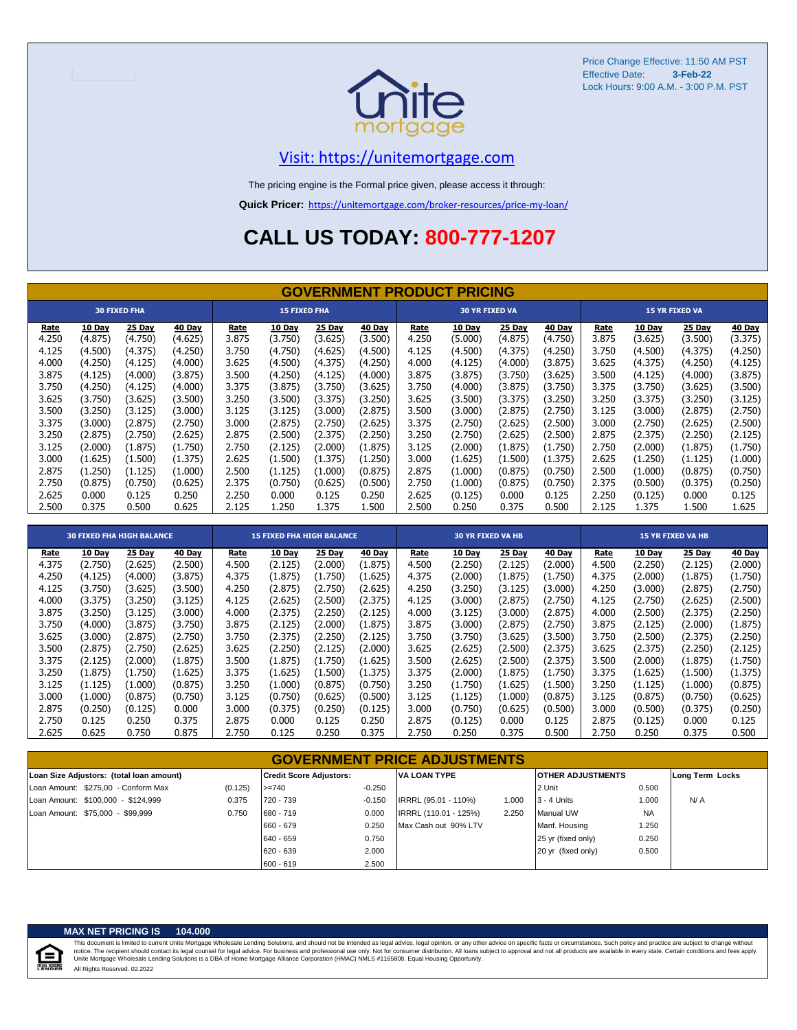Price Change Effective: 11:50 AM PST
Effective Date: **3-Feb-22**
Lock Hours: 9:00 A.M. - 3:00 P.M. PST

unite mortgage

Visit: https://unitemortgage.com

The pricing engine is the Formal price given, please access it through:

**Quick Pricer:** https://unitemortgage.com/broker-resources/price-my-loan/

# CALL US TODAY: 800-777-1207

## GOVERNMENT PRODUCT PRICING

| 30 FIXED FHA | | | | 15 FIXED FHA | | | | 30 YR FIXED VA | | | | 15 YR FIXED VA | | | |
|---|---|---|---|---|---|---|---|---|---|---|---|---|---|---|---|
| Rate | 10 Day | 25 Day | 40 Day | Rate | 10 Day | 25 Day | 40 Day | Rate | 10 Day | 25 Day | 40 Day | Rate | 10 Day | 25 Day | 40 Day |
| 4.250 | (4.875) | (4.750) | (4.625) | 3.875 | (3.750) | (3.625) | (3.500) | 4.250 | (5.000) | (4.875) | (4.750) | 3.875 | (3.625) | (3.500) | (3.375) |
| 4.125 | (4.500) | (4.375) | (4.250) | 3.750 | (4.750) | (4.625) | (4.500) | 4.125 | (4.500) | (4.375) | (4.250) | 3.750 | (4.500) | (4.375) | (4.250) |
| 4.000 | (4.250) | (4.125) | (4.000) | 3.625 | (4.500) | (4.375) | (4.250) | 4.000 | (4.125) | (4.000) | (3.875) | 3.625 | (4.375) | (4.250) | (4.125) |
| 3.875 | (4.125) | (4.000) | (3.875) | 3.500 | (4.250) | (4.125) | (4.000) | 3.875 | (3.875) | (3.750) | (3.625) | 3.500 | (4.125) | (4.000) | (3.875) |
| 3.750 | (4.250) | (4.125) | (4.000) | 3.375 | (3.875) | (3.750) | (3.625) | 3.750 | (4.000) | (3.875) | (3.750) | 3.375 | (3.750) | (3.625) | (3.500) |
| 3.625 | (3.750) | (3.625) | (3.500) | 3.250 | (3.500) | (3.375) | (3.250) | 3.625 | (3.500) | (3.375) | (3.250) | 3.250 | (3.375) | (3.250) | (3.125) |
| 3.500 | (3.250) | (3.125) | (3.000) | 3.125 | (3.125) | (3.000) | (2.875) | 3.500 | (3.000) | (2.875) | (2.750) | 3.125 | (3.000) | (2.875) | (2.750) |
| 3.375 | (3.000) | (2.875) | (2.750) | 3.000 | (2.875) | (2.750) | (2.625) | 3.375 | (2.750) | (2.625) | (2.500) | 3.000 | (2.750) | (2.625) | (2.500) |
| 3.250 | (2.875) | (2.750) | (2.625) | 2.875 | (2.500) | (2.375) | (2.250) | 3.250 | (2.750) | (2.625) | (2.500) | 2.875 | (2.375) | (2.250) | (2.125) |
| 3.125 | (2.000) | (1.875) | (1.750) | 2.750 | (2.125) | (2.000) | (1.875) | 3.125 | (2.000) | (1.875) | (1.750) | 2.750 | (2.000) | (1.875) | (1.750) |
| 3.000 | (1.625) | (1.500) | (1.375) | 2.625 | (1.500) | (1.375) | (1.250) | 3.000 | (1.625) | (1.500) | (1.375) | 2.625 | (1.250) | (1.125) | (1.000) |
| 2.875 | (1.250) | (1.125) | (1.000) | 2.500 | (1.125) | (1.000) | (0.875) | 2.875 | (1.000) | (0.875) | (0.750) | 2.500 | (1.000) | (0.875) | (0.750) |
| 2.750 | (0.875) | (0.750) | (0.625) | 2.375 | (0.750) | (0.625) | (0.500) | 2.750 | (1.000) | (0.875) | (0.750) | 2.375 | (0.500) | (0.375) | (0.250) |
| 2.625 | 0.000 | 0.125 | 0.250 | 2.250 | 0.000 | 0.125 | 0.250 | 2.625 | (0.125) | 0.000 | 0.125 | 2.250 | (0.125) | 0.000 | 0.125 |
| 2.500 | 0.375 | 0.500 | 0.625 | 2.125 | 1.250 | 1.375 | 1.500 | 2.500 | 0.250 | 0.375 | 0.500 | 2.125 | 1.375 | 1.500 | 1.625 |

| 30 FIXED FHA HIGH BALANCE | | | | 15 FIXED FHA HIGH BALANCE | | | | 30 YR FIXED VA HB | | | | 15 YR FIXED VA HB | | | |
|---|---|---|---|---|---|---|---|---|---|---|---|---|---|---|---|
| Rate | 10 Day | 25 Day | 40 Day | Rate | 10 Day | 25 Day | 40 Day | Rate | 10 Day | 25 Day | 40 Day | Rate | 10 Day | 25 Day | 40 Day |
| 4.375 | (2.750) | (2.625) | (2.500) | 4.500 | (2.125) | (2.000) | (1.875) | 4.500 | (2.250) | (2.125) | (2.000) | 4.500 | (2.250) | (2.125) | (2.000) |
| 4.250 | (4.125) | (4.000) | (3.875) | 4.375 | (1.875) | (1.750) | (1.625) | 4.375 | (2.000) | (1.875) | (1.750) | 4.375 | (2.000) | (1.875) | (1.750) |
| 4.125 | (3.750) | (3.625) | (3.500) | 4.250 | (2.875) | (2.750) | (2.625) | 4.250 | (3.250) | (3.125) | (3.000) | 4.250 | (3.000) | (2.875) | (2.750) |
| 4.000 | (3.375) | (3.250) | (3.125) | 4.125 | (2.625) | (2.500) | (2.375) | 4.125 | (3.000) | (2.875) | (2.750) | 4.125 | (2.750) | (2.625) | (2.500) |
| 3.875 | (3.250) | (3.125) | (3.000) | 4.000 | (2.375) | (2.250) | (2.125) | 4.000 | (3.125) | (3.000) | (2.875) | 4.000 | (2.500) | (2.375) | (2.250) |
| 3.750 | (4.000) | (3.875) | (3.750) | 3.875 | (2.125) | (2.000) | (1.875) | 3.875 | (3.000) | (2.875) | (2.750) | 3.875 | (2.125) | (2.000) | (1.875) |
| 3.625 | (3.000) | (2.875) | (2.750) | 3.750 | (2.375) | (2.250) | (2.125) | 3.750 | (3.750) | (3.625) | (3.500) | 3.750 | (2.500) | (2.375) | (2.250) |
| 3.500 | (2.875) | (2.750) | (2.625) | 3.625 | (2.250) | (2.125) | (2.000) | 3.625 | (2.625) | (2.500) | (2.375) | 3.625 | (2.375) | (2.250) | (2.125) |
| 3.375 | (2.125) | (2.000) | (1.875) | 3.500 | (1.875) | (1.750) | (1.625) | 3.500 | (2.625) | (2.500) | (2.375) | 3.500 | (2.000) | (1.875) | (1.750) |
| 3.250 | (1.875) | (1.750) | (1.625) | 3.375 | (1.625) | (1.500) | (1.375) | 3.375 | (2.000) | (1.875) | (1.750) | 3.375 | (1.625) | (1.500) | (1.375) |
| 3.125 | (1.125) | (1.000) | (0.875) | 3.250 | (1.000) | (0.875) | (0.750) | 3.250 | (1.750) | (1.625) | (1.500) | 3.250 | (1.125) | (1.000) | (0.875) |
| 3.000 | (1.000) | (0.875) | (0.750) | 3.125 | (0.750) | (0.625) | (0.500) | 3.125 | (1.125) | (1.000) | (0.875) | 3.125 | (0.875) | (0.750) | (0.625) |
| 2.875 | (0.250) | (0.125) | 0.000 | 3.000 | (0.375) | (0.250) | (0.125) | 3.000 | (0.750) | (0.625) | (0.500) | 3.000 | (0.500) | (0.375) | (0.250) |
| 2.750 | 0.125 | 0.250 | 0.375 | 2.875 | 0.000 | 0.125 | 0.250 | 2.875 | (0.125) | 0.000 | 0.125 | 2.875 | (0.125) | 0.000 | 0.125 |
| 2.625 | 0.625 | 0.750 | 0.875 | 2.750 | 0.125 | 0.250 | 0.375 | 2.750 | 0.250 | 0.375 | 0.500 | 2.750 | 0.250 | 0.375 | 0.500 |

## GOVERNMENT PRICE ADJUSTMENTS

| Loan Size Adjustors: (total loan amount) | | Credit Score Adjustors: | | VA LOAN TYPE | | OTHER ADJUSTMENTS | | Long Term Locks |
|---|---|---|---|---|---|---|---|---|
| Loan Amount: $275,00 - Conform Max | (0.125) | >=740 | -0.250 | | | 2 Unit | 0.500 | |
| Loan Amount: $100,000 - $124,999 | 0.375 | 720 - 739 | -0.150 | IRRRL (95.01 - 110%) | 1.000 | 3 - 4 Units | 1.000 | N/A |
| Loan Amount: $75,000 - $99,999 | 0.750 | 680 - 719 | 0.000 | IRRRL (110.01 - 125%) | 2.250 | Manual UW | NA | |
| | | 660 - 679 | 0.250 | Max Cash out 90% LTV | | Manf. Housing | 1.250 | |
| | | 640 - 659 | 0.750 | | | 25 yr (fixed only) | 0.250 | |
| | | 620 - 639 | 2.000 | | | 20 yr (fixed only) | 0.500 | |
| | | 600 - 619 | 2.500 | | | | | |

**MAX NET PRICING IS 104.000**

This document is limited to current Unite Mortgage Wholesale Lending Solutions, and should not be intended as legal advice, legal opinion, or any other advice on specific facts or circumstances. Such policy and practice are subject to change without notice. The recipient should contact its legal counsel for legal advice. For business and professional use only. Not for consumer distribution. All loans subject to approval and not all products are available in every state. Certain conditions and fees apply. Unite Mortgage Wholesale Lending Solutions is a DBA of Home Mortgage Alliance Corporation (HMAC) NMLS #1165808. Equal Housing Opportunity.
All Rights Reserved. 02.2022